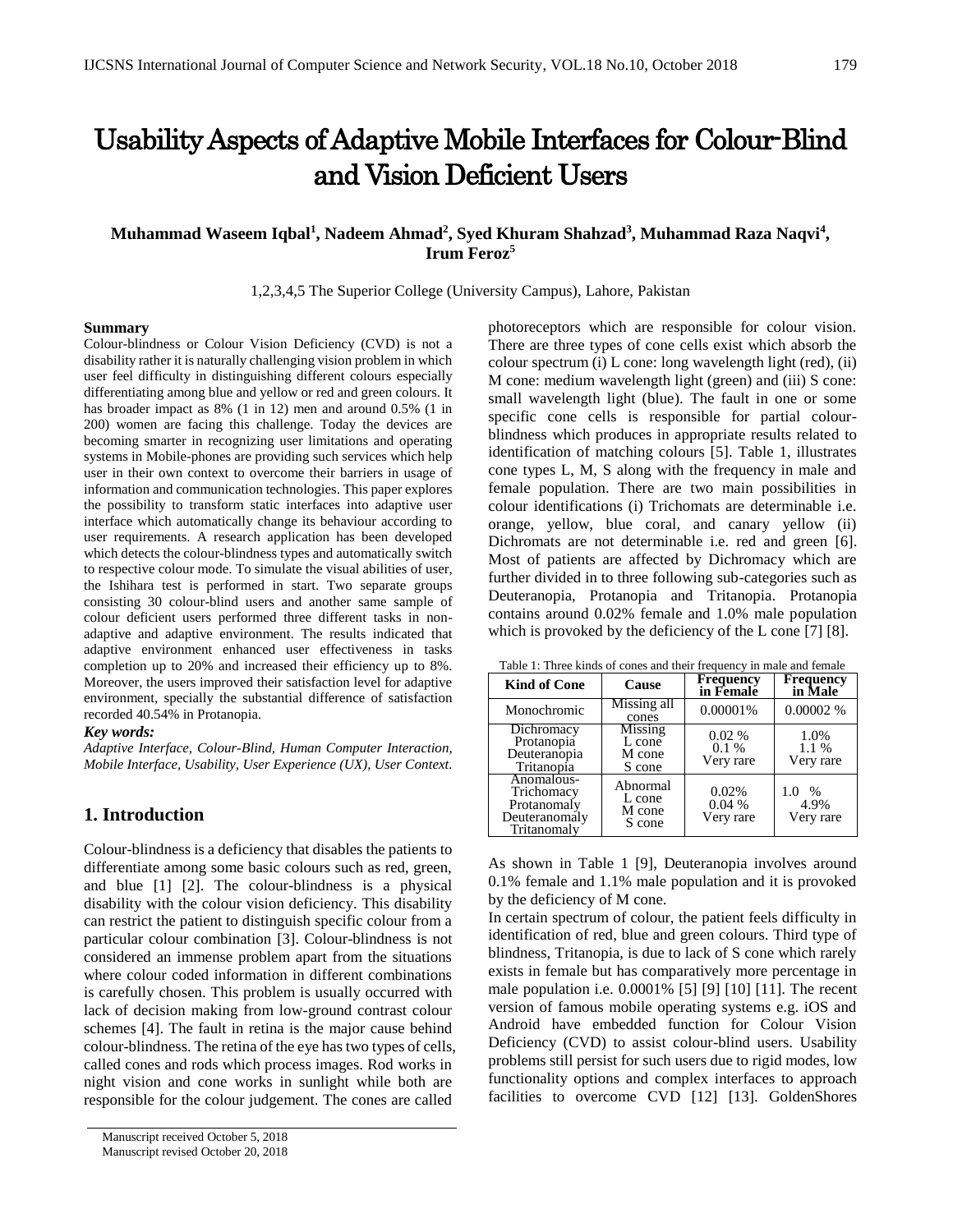# Usability Aspects of Adaptive Mobile Interfaces for Colour-Blind and Vision Deficient Users

**Muhammad Waseem Iqbal[1], Nadeem Ahmad[2], Syed Khuram Shahzad[3], Muhammad Raza Naqvi[4], Irum Feroz[5]**

1,2,3,4,5 The Superior College (University Campus), Lahore, Pakistan

### Summary

Colour-blindness or Colour Vision Deficiency (CVD) is not a disability rather it is naturally challenging vision problem in which user feel difficulty in distinguishing different colours especially differentiating among blue and yellow or red and green colours. It has broader impact as 8% (1 in 12) men and around 0.5% (1 in 200) women are facing this challenge. Today the devices are becoming smarter in recognizing user limitations and operating systems in Mobile-phones are providing such services which help user in their own context to overcome their barriers in usage of information and communication technologies. This paper explores the possibility to transform static interfaces into adaptive user interface which automatically change its behaviour according to user requirements. A research application has been developed which detects the colour-blindness types and automatically switch to respective colour mode. To simulate the visual abilities of user, the Ishihara test is performed in start. Two separate groups consisting 30 colour-blind users and another same sample of colour deficient users performed three different tasks in non-adaptive and adaptive environment. The results indicated that adaptive environment enhanced user effectiveness in tasks completion up to 20% and increased their efficiency up to 8%. Moreover, the users improved their satisfaction level for adaptive environment, specially the substantial difference of satisfaction recorded 40.54% in Protanopia.

***Key words:***

*Adaptive Interface, Colour-Blind, Human Computer Interaction, Mobile Interface, Usability, User Experience (UX), User Context.*

## 1. Introduction

Colour-blindness is a deficiency that disables the patients to differentiate among some basic colours such as red, green, and blue [1] [2]. The colour-blindness is a physical disability with the colour vision deficiency. This disability can restrict the patient to distinguish specific colour from a particular colour combination [3]. Colour-blindness is not considered an immense problem apart from the situations where colour coded information in different combinations is carefully chosen. This problem is usually occurred with lack of decision making from low-ground contrast colour schemes [4]. The fault in retina is the major cause behind colour-blindness. The retina of the eye has two types of cells, called cones and rods which process images. Rod works in night vision and cone works in sunlight while both are responsible for the colour judgement. The cones are called photoreceptors which are responsible for colour vision. There are three types of cone cells exist which absorb the colour spectrum (i) L cone: long wavelength light (red), (ii) M cone: medium wavelength light (green) and (iii) S cone: small wavelength light (blue). The fault in one or some specific cone cells is responsible for partial colour-blindness which produces in appropriate results related to identification of matching colours [5]. Table 1, illustrates cone types L, M, S along with the frequency in male and female population. There are two main possibilities in colour identifications (i) Trichomats are determinable i.e. orange, yellow, blue coral, and canary yellow (ii) Dichromats are not determinable i.e. red and green [6]. Most of patients are affected by Dichromacy which are further divided in to three following sub-categories such as Deuteranopia, Protanopia and Tritanopia. Protanopia contains around 0.02% female and 1.0% male population which is provoked by the deficiency of the L cone [7] [8].

Table 1: Three kinds of cones and their frequency in male and female

| Kind of Cone | Cause | Frequency in Female | Frequency in Male |
|---|---|---|---|
| Monochromic | Missing all cones | 0.00001% | 0.00002 % |
| Dichromacy<br>Protanopia<br>Deuteranopia<br>Tritanopia | Missing<br>L cone<br>M cone<br>S cone | 0.02 %<br>0.1 %<br>Very rare | 1.0%<br>1.1 %<br>Very rare |
| Anomalous-Trichomacy<br>Protanomaly<br>Deuteranomaly<br>Tritanomaly | Abnormal<br>L cone<br>M cone<br>S cone | 0.02%<br>0.04 %<br>Very rare | 1.0 %<br>4.9%<br>Very rare |

As shown in Table 1 [9], Deuteranopia involves around 0.1% female and 1.1% male population and it is provoked by the deficiency of M cone.

In certain spectrum of colour, the patient feels difficulty in identification of red, blue and green colours. Third type of blindness, Tritanopia, is due to lack of S cone which rarely exists in female but has comparatively more percentage in male population i.e. 0.0001% [5] [9] [10] [11]. The recent version of famous mobile operating systems e.g. iOS and Android have embedded function for Colour Vision Deficiency (CVD) to assist colour-blind users. Usability problems still persist for such users due to rigid modes, low functionality options and complex interfaces to approach facilities to overcome CVD [12] [13]. GoldenShores

Manuscript received October 5, 2018
Manuscript revised October 20, 2018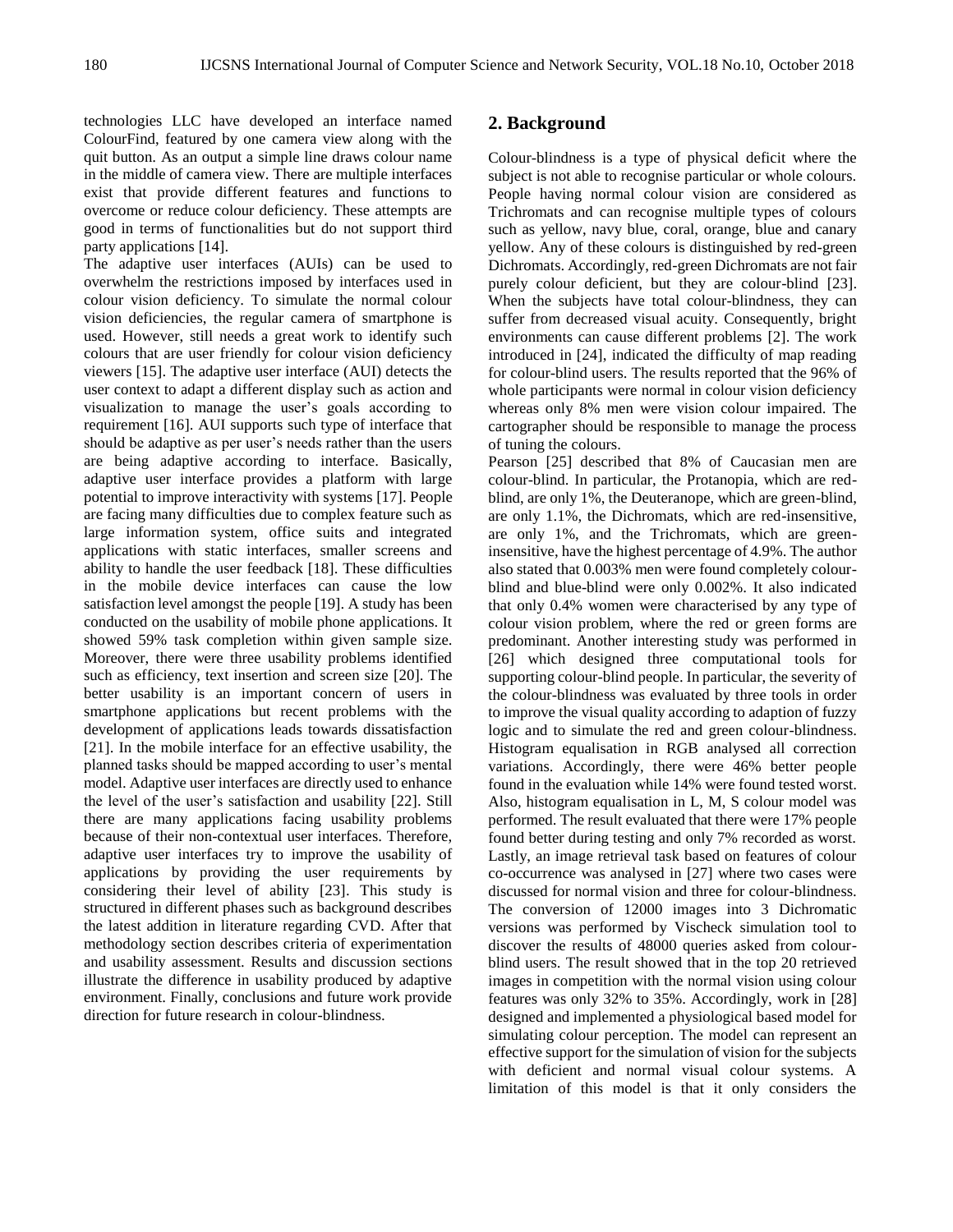technologies LLC have developed an interface named ColourFind, featured by one camera view along with the quit button. As an output a simple line draws colour name in the middle of camera view. There are multiple interfaces exist that provide different features and functions to overcome or reduce colour deficiency. These attempts are good in terms of functionalities but do not support third party applications [14].

The adaptive user interfaces (AUIs) can be used to overwhelm the restrictions imposed by interfaces used in colour vision deficiency. To simulate the normal colour vision deficiencies, the regular camera of smartphone is used. However, still needs a great work to identify such colours that are user friendly for colour vision deficiency viewers [15]. The adaptive user interface (AUI) detects the user context to adapt a different display such as action and visualization to manage the user's goals according to requirement [16]. AUI supports such type of interface that should be adaptive as per user's needs rather than the users are being adaptive according to interface. Basically, adaptive user interface provides a platform with large potential to improve interactivity with systems [17]. People are facing many difficulties due to complex feature such as large information system, office suits and integrated applications with static interfaces, smaller screens and ability to handle the user feedback [18]. These difficulties in the mobile device interfaces can cause the low satisfaction level amongst the people [19]. A study has been conducted on the usability of mobile phone applications. It showed 59% task completion within given sample size. Moreover, there were three usability problems identified such as efficiency, text insertion and screen size [20]. The better usability is an important concern of users in smartphone applications but recent problems with the development of applications leads towards dissatisfaction [21]. In the mobile interface for an effective usability, the planned tasks should be mapped according to user's mental model. Adaptive user interfaces are directly used to enhance the level of the user's satisfaction and usability [22]. Still there are many applications facing usability problems because of their non-contextual user interfaces. Therefore, adaptive user interfaces try to improve the usability of applications by providing the user requirements by considering their level of ability [23]. This study is structured in different phases such as background describes the latest addition in literature regarding CVD. After that methodology section describes criteria of experimentation and usability assessment. Results and discussion sections illustrate the difference in usability produced by adaptive environment. Finally, conclusions and future work provide direction for future research in colour-blindness.

## 2. Background

Colour-blindness is a type of physical deficit where the subject is not able to recognise particular or whole colours. People having normal colour vision are considered as Trichromats and can recognise multiple types of colours such as yellow, navy blue, coral, orange, blue and canary yellow. Any of these colours is distinguished by red-green Dichromats. Accordingly, red-green Dichromats are not fair purely colour deficient, but they are colour-blind [23]. When the subjects have total colour-blindness, they can suffer from decreased visual acuity. Consequently, bright environments can cause different problems [2]. The work introduced in [24], indicated the difficulty of map reading for colour-blind users. The results reported that the 96% of whole participants were normal in colour vision deficiency whereas only 8% men were vision colour impaired. The cartographer should be responsible to manage the process of tuning the colours.

Pearson [25] described that 8% of Caucasian men are colour-blind. In particular, the Protanopia, which are red-blind, are only 1%, the Deuteranope, which are green-blind, are only 1.1%, the Dichromats, which are red-insensitive, are only 1%, and the Trichromats, which are green-insensitive, have the highest percentage of 4.9%. The author also stated that 0.003% men were found completely colour-blind and blue-blind were only 0.002%. It also indicated that only 0.4% women were characterised by any type of colour vision problem, where the red or green forms are predominant. Another interesting study was performed in [26] which designed three computational tools for supporting colour-blind people. In particular, the severity of the colour-blindness was evaluated by three tools in order to improve the visual quality according to adaption of fuzzy logic and to simulate the red and green colour-blindness. Histogram equalisation in RGB analysed all correction variations. Accordingly, there were 46% better people found in the evaluation while 14% were found tested worst. Also, histogram equalisation in L, M, S colour model was performed. The result evaluated that there were 17% people found better during testing and only 7% recorded as worst. Lastly, an image retrieval task based on features of colour co-occurrence was analysed in [27] where two cases were discussed for normal vision and three for colour-blindness. The conversion of 12000 images into 3 Dichromatic versions was performed by Vischeck simulation tool to discover the results of 48000 queries asked from colour-blind users. The result showed that in the top 20 retrieved images in competition with the normal vision using colour features was only 32% to 35%. Accordingly, work in [28] designed and implemented a physiological based model for simulating colour perception. The model can represent an effective support for the simulation of vision for the subjects with deficient and normal visual colour systems. A limitation of this model is that it only considers the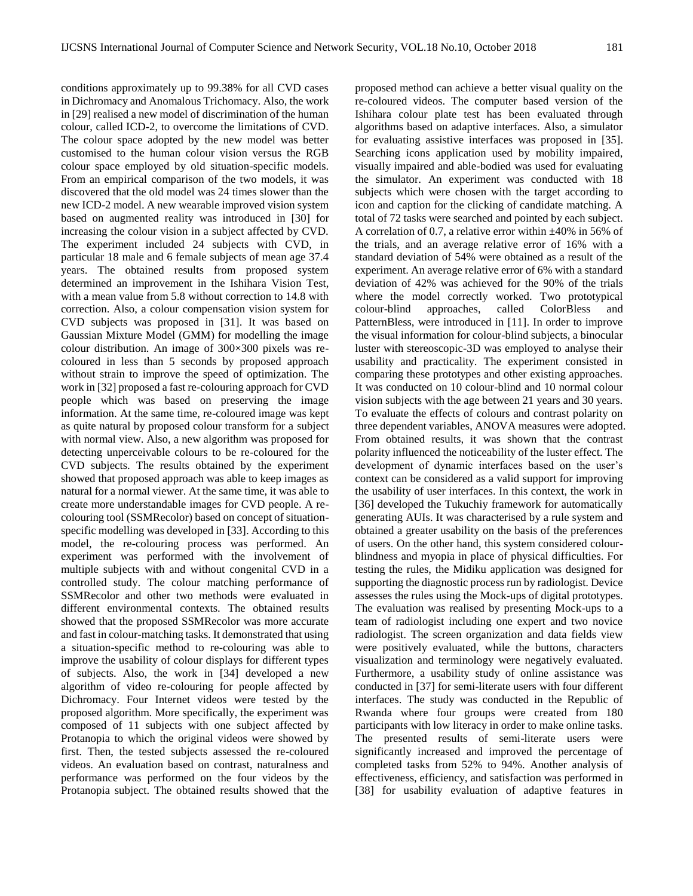conditions approximately up to 99.38% for all CVD cases in Dichromacy and Anomalous Trichomacy. Also, the work in [29] realised a new model of discrimination of the human colour, called ICD-2, to overcome the limitations of CVD. The colour space adopted by the new model was better customised to the human colour vision versus the RGB colour space employed by old situation-specific models. From an empirical comparison of the two models, it was discovered that the old model was 24 times slower than the new ICD-2 model. A new wearable improved vision system based on augmented reality was introduced in [30] for increasing the colour vision in a subject affected by CVD. The experiment included 24 subjects with CVD, in particular 18 male and 6 female subjects of mean age 37.4 years. The obtained results from proposed system determined an improvement in the Ishihara Vision Test, with a mean value from 5.8 without correction to 14.8 with correction. Also, a colour compensation vision system for CVD subjects was proposed in [31]. It was based on Gaussian Mixture Model (GMM) for modelling the image colour distribution. An image of 300×300 pixels was re-coloured in less than 5 seconds by proposed approach without strain to improve the speed of optimization. The work in [32] proposed a fast re-colouring approach for CVD people which was based on preserving the image information. At the same time, re-coloured image was kept as quite natural by proposed colour transform for a subject with normal view. Also, a new algorithm was proposed for detecting unperceivable colours to be re-coloured for the CVD subjects. The results obtained by the experiment showed that proposed approach was able to keep images as natural for a normal viewer. At the same time, it was able to create more understandable images for CVD people. A re-colouring tool (SSMRecolor) based on concept of situation-specific modelling was developed in [33]. According to this model, the re-colouring process was performed. An experiment was performed with the involvement of multiple subjects with and without congenital CVD in a controlled study. The colour matching performance of SSMRecolor and other two methods were evaluated in different environmental contexts. The obtained results showed that the proposed SSMRecolor was more accurate and fast in colour-matching tasks. It demonstrated that using a situation-specific method to re-colouring was able to improve the usability of colour displays for different types of subjects. Also, the work in [34] developed a new algorithm of video re-colouring for people affected by Dichromacy. Four Internet videos were tested by the proposed algorithm. More specifically, the experiment was composed of 11 subjects with one subject affected by Protanopia to which the original videos were showed by first. Then, the tested subjects assessed the re-coloured videos. An evaluation based on contrast, naturalness and performance was performed on the four videos by the Protanopia subject. The obtained results showed that the proposed method can achieve a better visual quality on the re-coloured videos. The computer based version of the Ishihara colour plate test has been evaluated through algorithms based on adaptive interfaces. Also, a simulator for evaluating assistive interfaces was proposed in [35]. Searching icons application used by mobility impaired, visually impaired and able-bodied was used for evaluating the simulator. An experiment was conducted with 18 subjects which were chosen with the target according to icon and caption for the clicking of candidate matching. A total of 72 tasks were searched and pointed by each subject. A correlation of 0.7, a relative error within ±40% in 56% of the trials, and an average relative error of 16% with a standard deviation of 54% were obtained as a result of the experiment. An average relative error of 6% with a standard deviation of 42% was achieved for the 90% of the trials where the model correctly worked. Two prototypical colour-blind approaches, called ColorBless and PatternBless, were introduced in [11]. In order to improve the visual information for colour-blind subjects, a binocular luster with stereoscopic-3D was employed to analyse their usability and practicality. The experiment consisted in comparing these prototypes and other existing approaches. It was conducted on 10 colour-blind and 10 normal colour vision subjects with the age between 21 years and 30 years. To evaluate the effects of colours and contrast polarity on three dependent variables, ANOVA measures were adopted. From obtained results, it was shown that the contrast polarity influenced the noticeability of the luster effect. The development of dynamic interfaces based on the user's context can be considered as a valid support for improving the usability of user interfaces. In this context, the work in [36] developed the Tukuchiy framework for automatically generating AUIs. It was characterised by a rule system and obtained a greater usability on the basis of the preferences of users. On the other hand, this system considered colour-blindness and myopia in place of physical difficulties. For testing the rules, the Midiku application was designed for supporting the diagnostic process run by radiologist. Device assesses the rules using the Mock-ups of digital prototypes. The evaluation was realised by presenting Mock-ups to a team of radiologist including one expert and two novice radiologist. The screen organization and data fields view were positively evaluated, while the buttons, characters visualization and terminology were negatively evaluated. Furthermore, a usability study of online assistance was conducted in [37] for semi-literate users with four different interfaces. The study was conducted in the Republic of Rwanda where four groups were created from 180 participants with low literacy in order to make online tasks. The presented results of semi-literate users were significantly increased and improved the percentage of completed tasks from 52% to 94%. Another analysis of effectiveness, efficiency, and satisfaction was performed in [38] for usability evaluation of adaptive features in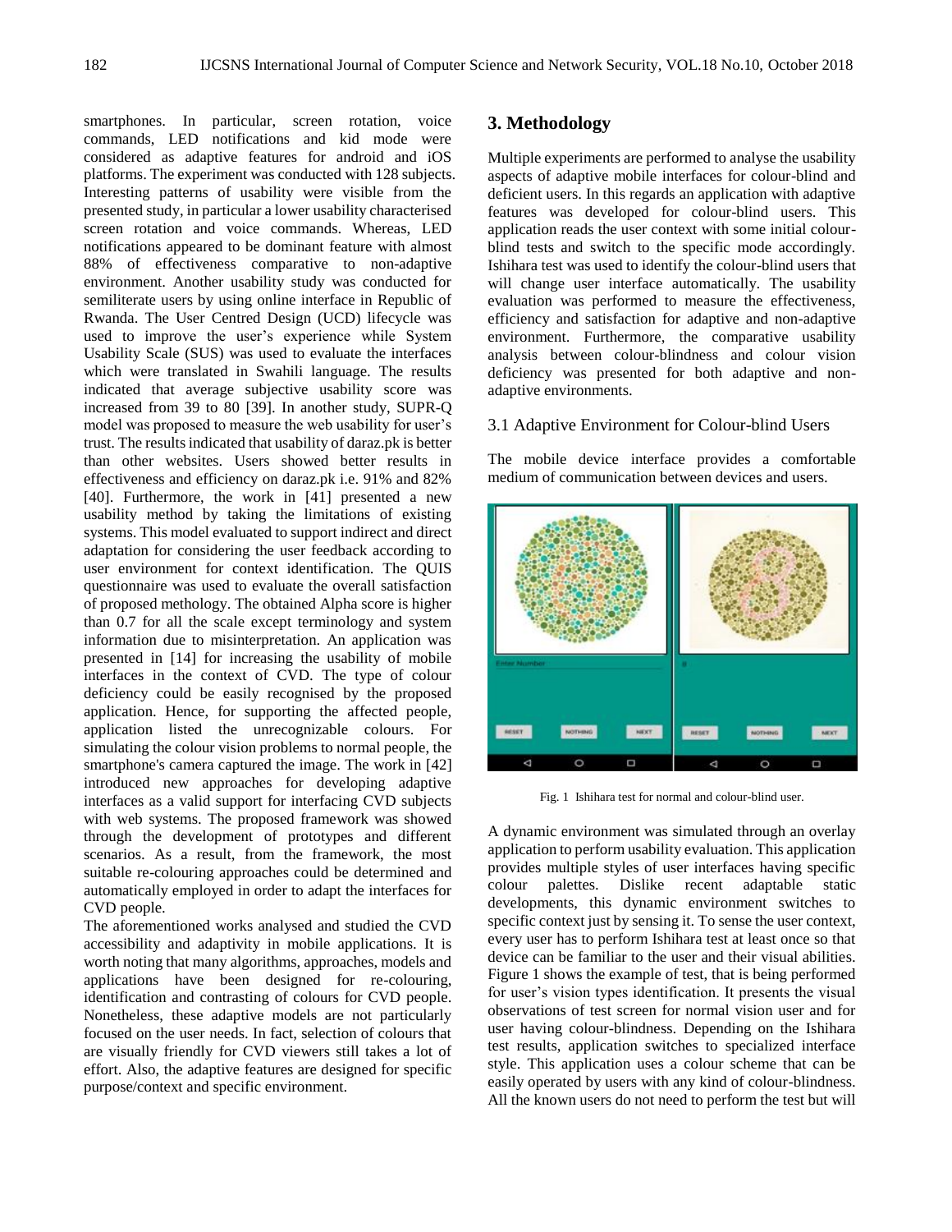smartphones. In particular, screen rotation, voice commands, LED notifications and kid mode were considered as adaptive features for android and iOS platforms. The experiment was conducted with 128 subjects. Interesting patterns of usability were visible from the presented study, in particular a lower usability characterised screen rotation and voice commands. Whereas, LED notifications appeared to be dominant feature with almost 88% of effectiveness comparative to non-adaptive environment. Another usability study was conducted for semiliterate users by using online interface in Republic of Rwanda. The User Centred Design (UCD) lifecycle was used to improve the user's experience while System Usability Scale (SUS) was used to evaluate the interfaces which were translated in Swahili language. The results indicated that average subjective usability score was increased from 39 to 80 [39]. In another study, SUPR-Q model was proposed to measure the web usability for user's trust. The results indicated that usability of daraz.pk is better than other websites. Users showed better results in effectiveness and efficiency on daraz.pk i.e. 91% and 82% [40]. Furthermore, the work in [41] presented a new usability method by taking the limitations of existing systems. This model evaluated to support indirect and direct adaptation for considering the user feedback according to user environment for context identification. The QUIS questionnaire was used to evaluate the overall satisfaction of proposed methodology. The obtained Alpha score is higher than 0.7 for all the scale except terminology and system information due to misinterpretation. An application was presented in [14] for increasing the usability of mobile interfaces in the context of CVD. The type of colour deficiency could be easily recognised by the proposed application. Hence, for supporting the affected people, application listed the unrecognizable colours. For simulating the colour vision problems to normal people, the smartphone's camera captured the image. The work in [42] introduced new approaches for developing adaptive interfaces as a valid support for interfacing CVD subjects with web systems. The proposed framework was showed through the development of prototypes and different scenarios. As a result, from the framework, the most suitable re-colouring approaches could be determined and automatically employed in order to adapt the interfaces for CVD people.

The aforementioned works analysed and studied the CVD accessibility and adaptivity in mobile applications. It is worth noting that many algorithms, approaches, models and applications have been designed for re-colouring, identification and contrasting of colours for CVD people. Nonetheless, these adaptive models are not particularly focused on the user needs. In fact, selection of colours that are visually friendly for CVD viewers still takes a lot of effort. Also, the adaptive features are designed for specific purpose/context and specific environment.

## 3. Methodology

Multiple experiments are performed to analyse the usability aspects of adaptive mobile interfaces for colour-blind and deficient users. In this regards an application with adaptive features was developed for colour-blind users. This application reads the user context with some initial colour-blind tests and switch to the specific mode accordingly. Ishihara test was used to identify the colour-blind users that will change user interface automatically. The usability evaluation was performed to measure the effectiveness, efficiency and satisfaction for adaptive and non-adaptive environment. Furthermore, the comparative usability analysis between colour-blindness and colour vision deficiency was presented for both adaptive and non-adaptive environments.

### 3.1 Adaptive Environment for Colour-blind Users

The mobile device interface provides a comfortable medium of communication between devices and users.

Fig. 1 Ishihara test for normal and colour-blind user.

A dynamic environment was simulated through an overlay application to perform usability evaluation. This application provides multiple styles of user interfaces having specific colour palettes. Dislike recent adaptable static developments, this dynamic environment switches to specific context just by sensing it. To sense the user context, every user has to perform Ishihara test at least once so that device can be familiar to the user and their visual abilities. Figure 1 shows the example of test, that is being performed for user's vision types identification. It presents the visual observations of test screen for normal vision user and for user having colour-blindness. Depending on the Ishihara test results, application switches to specialized interface style. This application uses a colour scheme that can be easily operated by users with any kind of colour-blindness. All the known users do not need to perform the test but will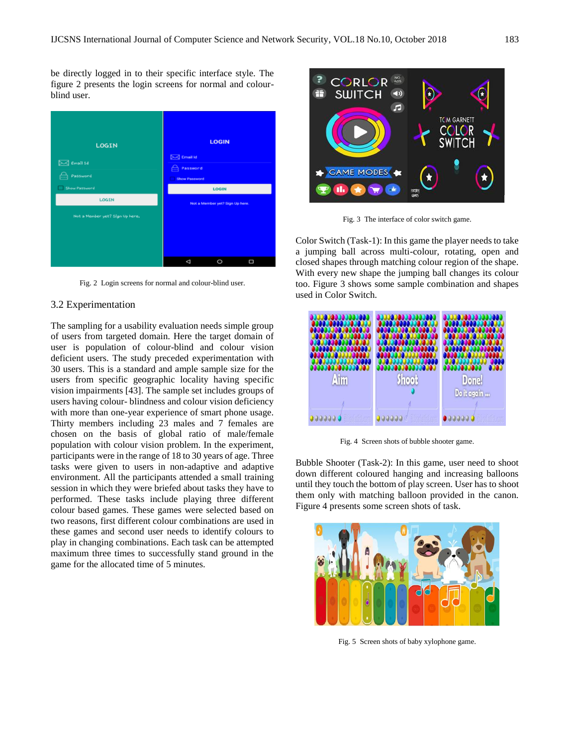be directly logged in to their specific interface style. The figure 2 presents the login screens for normal and colour-blind user.

Fig. 2 Login screens for normal and colour-blind user.

## 3.2 Experimentation

The sampling for a usability evaluation needs simple group of users from targeted domain. Here the target domain of user is population of colour-blind and colour vision deficient users. The study preceded experimentation with 30 users. This is a standard and ample sample size for the users from specific geographic locality having specific vision impairments [43]. The sample set includes groups of users having colour- blindness and colour vision deficiency with more than one-year experience of smart phone usage. Thirty members including 23 males and 7 females are chosen on the basis of global ratio of male/female population with colour vision problem. In the experiment, participants were in the range of 18 to 30 years of age. Three tasks were given to users in non-adaptive and adaptive environment. All the participants attended a small training session in which they were briefed about tasks they have to performed. These tasks include playing three different colour based games. These games were selected based on two reasons, first different colour combinations are used in these games and second user needs to identify colours to play in changing combinations. Each task can be attempted maximum three times to successfully stand ground in the game for the allocated time of 5 minutes.

Fig. 3 The interface of color switch game.

Color Switch (Task-1): In this game the player needs to take a jumping ball across multi-colour, rotating, open and closed shapes through matching colour region of the shape. With every new shape the jumping ball changes its colour too. Figure 3 shows some sample combination and shapes used in Color Switch.

Fig. 4 Screen shots of bubble shooter game.

Bubble Shooter (Task-2): In this game, user need to shoot down different coloured hanging and increasing balloons until they touch the bottom of play screen. User has to shoot them only with matching balloon provided in the canon. Figure 4 presents some screen shots of task.

Fig. 5 Screen shots of baby xylophone game.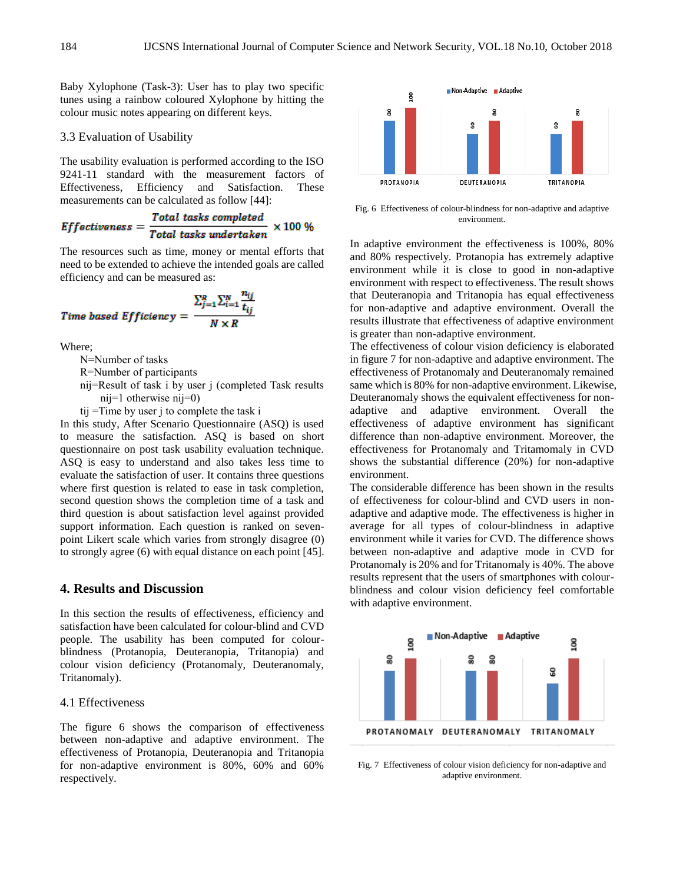Baby Xylophone (Task-3): User has to play two specific tunes using a rainbow coloured Xylophone by hitting the colour music notes appearing on different keys.

### 3.3 Evaluation of Usability

The usability evaluation is performed according to the ISO 9241-11 standard with the measurement factors of Effectiveness, Efficiency and Satisfaction. These measurements can be calculated as follow [44]:

$$Effectiveness = \frac{Total\ tasks\ completed}{Total\ tasks\ undertaken} \times 100\ \%$$

The resources such as time, money or mental efforts that need to be extended to achieve the intended goals are called efficiency and can be measured as:

$$Time\ based\ Efficiency = \frac{\sum_{j=1}^{R}\sum_{i=1}^{N}\frac{n_{ij}}{t_{ij}}}{N \times R}$$

Where;

- N=Number of tasks
- R=Number of participants
- $n_{ij}$=Result of task i by user j (completed Task results $n_{ij}$=1 otherwise $n_{ij}$=0)
- $t_{ij}$ =Time by user j to complete the task i

In this study, After Scenario Questionnaire (ASQ) is used to measure the satisfaction. ASQ is based on short questionnaire on post task usability evaluation technique. ASQ is easy to understand and also takes less time to evaluate the satisfaction of user. It contains three questions where first question is related to ease in task completion, second question shows the completion time of a task and third question is about satisfaction level against provided support information. Each question is ranked on seven-point Likert scale which varies from strongly disagree (0) to strongly agree (6) with equal distance on each point [45].

## 4. Results and Discussion

In this section the results of effectiveness, efficiency and satisfaction have been calculated for colour-blind and CVD people. The usability has been computed for colour-blindness (Protanopia, Deuteranopia, Tritanopia) and colour vision deficiency (Protanomaly, Deuteranomaly, Tritanomaly).

### 4.1 Effectiveness

The figure 6 shows the comparison of effectiveness between non-adaptive and adaptive environment. The effectiveness of Protanopia, Deuteranopia and Tritanopia for non-adaptive environment is 80%, 60% and 60% respectively.

Fig. 6 Effectiveness of colour-blindness for non-adaptive and adaptive environment.

In adaptive environment the effectiveness is 100%, 80% and 80% respectively. Protanopia has extremely adaptive environment while it is close to good in non-adaptive environment with respect to effectiveness. The result shows that Deuteranopia and Tritanopia has equal effectiveness for non-adaptive and adaptive environment. Overall the results illustrate that effectiveness of adaptive environment is greater than non-adaptive environment.

The effectiveness of colour vision deficiency is elaborated in figure 7 for non-adaptive and adaptive environment. The effectiveness of Protanomaly and Deuteranomaly remained same which is 80% for non-adaptive environment. Likewise, Deuteranomaly shows the equivalent effectiveness for non-adaptive and adaptive environment. Overall the effectiveness of adaptive environment has significant difference than non-adaptive environment. Moreover, the effectiveness for Protanomaly and Tritamomaly in CVD shows the substantial difference (20%) for non-adaptive environment.

The considerable difference has been shown in the results of effectiveness for colour-blind and CVD users in non-adaptive and adaptive mode. The effectiveness is higher in average for all types of colour-blindness in adaptive environment while it varies for CVD. The difference shows between non-adaptive and adaptive mode in CVD for Protanomaly is 20% and for Tritanomaly is 40%. The above results represent that the users of smartphones with colour-blindness and colour vision deficiency feel comfortable with adaptive environment.

Fig. 7 Effectiveness of colour vision deficiency for non-adaptive and adaptive environment.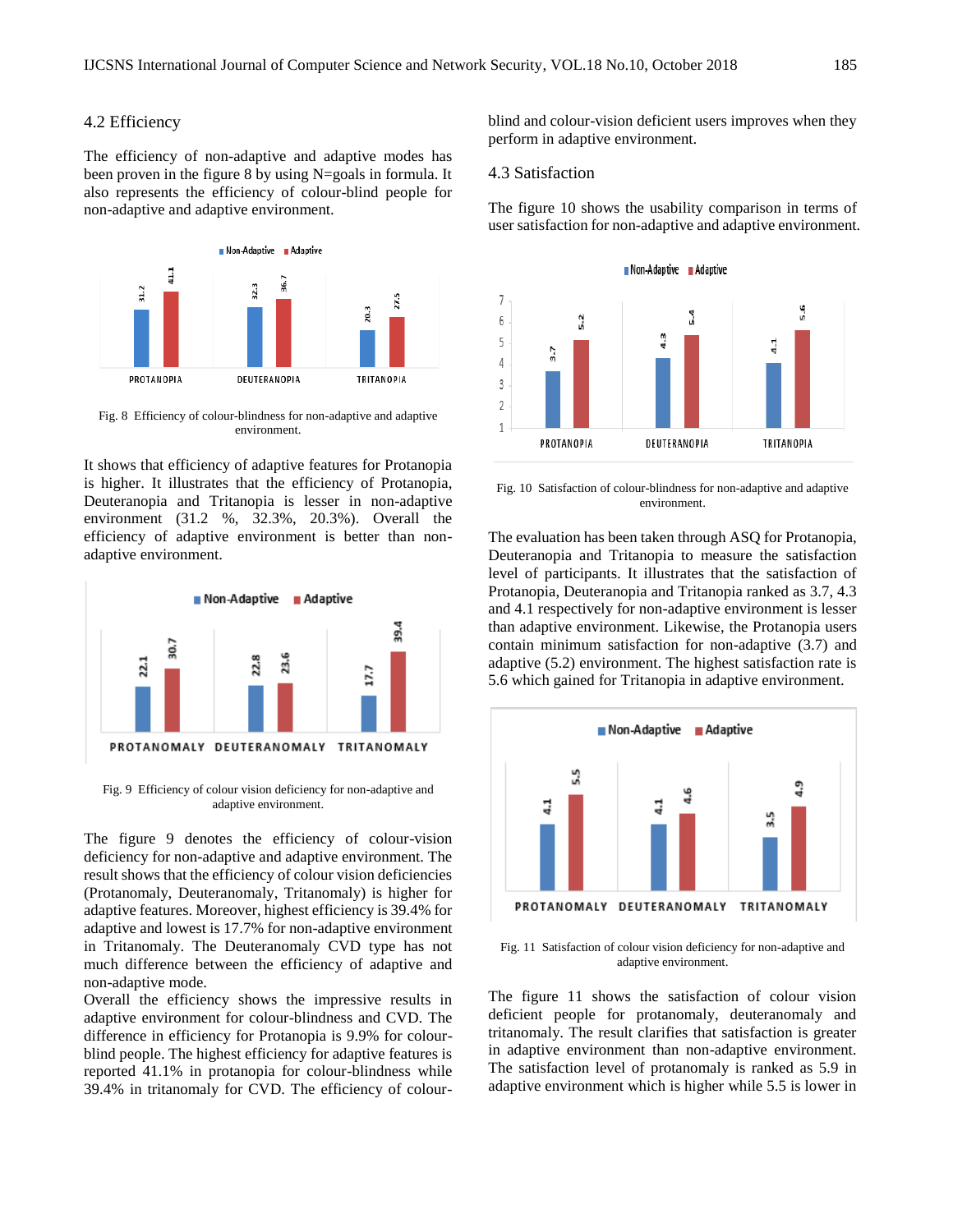### 4.2 Efficiency

The efficiency of non-adaptive and adaptive modes has been proven in the figure 8 by using N=goals in formula. It also represents the efficiency of colour-blind people for non-adaptive and adaptive environment.

Fig. 8 Efficiency of colour-blindness for non-adaptive and adaptive environment.

It shows that efficiency of adaptive features for Protanopia is higher. It illustrates that the efficiency of Protanopia, Deuteranopia and Tritanopia is lesser in non-adaptive environment (31.2 %, 32.3%, 20.3%). Overall the efficiency of adaptive environment is better than non-adaptive environment.

Fig. 9 Efficiency of colour vision deficiency for non-adaptive and adaptive environment.

The figure 9 denotes the efficiency of colour-vision deficiency for non-adaptive and adaptive environment. The result shows that the efficiency of colour vision deficiencies (Protanomaly, Deuteranomaly, Tritanomaly) is higher for adaptive features. Moreover, highest efficiency is 39.4% for adaptive and lowest is 17.7% for non-adaptive environment in Tritanomaly. The Deuteranomaly CVD type has not much difference between the efficiency of adaptive and non-adaptive mode.

Overall the efficiency shows the impressive results in adaptive environment for colour-blindness and CVD. The difference in efficiency for Protanopia is 9.9% for colour-blind people. The highest efficiency for adaptive features is reported 41.1% in protanopia for colour-blindness while 39.4% in tritanomaly for CVD. The efficiency of colour-blind and colour-vision deficient users improves when they perform in adaptive environment.

### 4.3 Satisfaction

The figure 10 shows the usability comparison in terms of user satisfaction for non-adaptive and adaptive environment.

Fig. 10 Satisfaction of colour-blindness for non-adaptive and adaptive environment.

The evaluation has been taken through ASQ for Protanopia, Deuteranopia and Tritanopia to measure the satisfaction level of participants. It illustrates that the satisfaction of Protanopia, Deuteranopia and Tritanopia ranked as 3.7, 4.3 and 4.1 respectively for non-adaptive environment is lesser than adaptive environment. Likewise, the Protanopia users contain minimum satisfaction for non-adaptive (3.7) and adaptive (5.2) environment. The highest satisfaction rate is 5.6 which gained for Tritanopia in adaptive environment.

Fig. 11 Satisfaction of colour vision deficiency for non-adaptive and adaptive environment.

The figure 11 shows the satisfaction of colour vision deficient people for protanomaly, deuteranomaly and tritanomaly. The result clarifies that satisfaction is greater in adaptive environment than non-adaptive environment. The satisfaction level of protanomaly is ranked as 5.9 in adaptive environment which is higher while 5.5 is lower in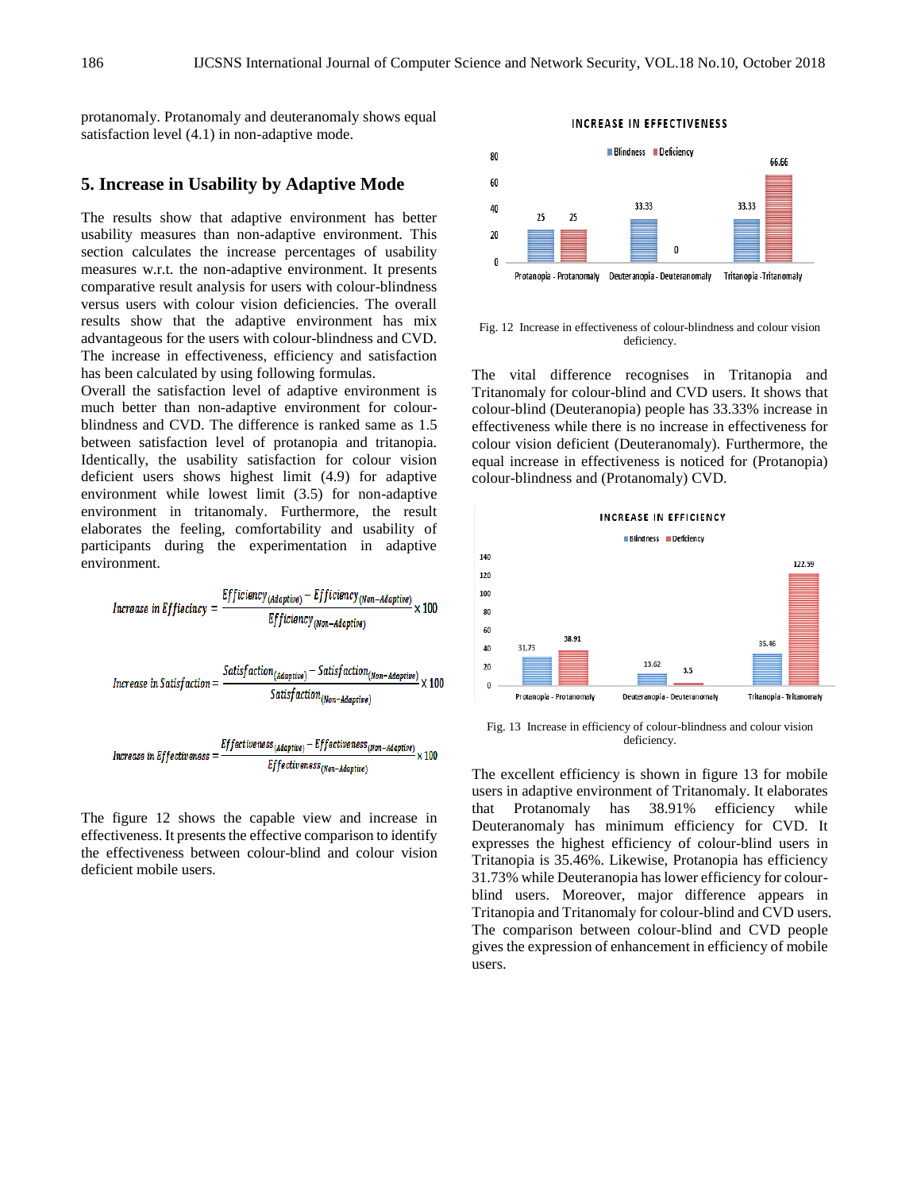protanomaly. Protanomaly and deuteranomaly shows equal satisfaction level (4.1) in non-adaptive mode.

## 5. Increase in Usability by Adaptive Mode

The results show that adaptive environment has better usability measures than non-adaptive environment. This section calculates the increase percentages of usability measures w.r.t. the non-adaptive environment. It presents comparative result analysis for users with colour-blindness versus users with colour vision deficiencies. The overall results show that the adaptive environment has mix advantageous for the users with colour-blindness and CVD. The increase in effectiveness, efficiency and satisfaction has been calculated by using following formulas.

Overall the satisfaction level of adaptive environment is much better than non-adaptive environment for colour-blindness and CVD. The difference is ranked same as 1.5 between satisfaction level of protanopia and tritanopia. Identically, the usability satisfaction for colour vision deficient users shows highest limit (4.9) for adaptive environment while lowest limit (3.5) for non-adaptive environment in tritanomaly. Furthermore, the result elaborates the feeling, comfortability and usability of participants during the experimentation in adaptive environment.

$$Increase\ in\ Efficiency = \frac{Efficiency_{(Adaptive)} - Efficiency_{(Non-Adaptive)}}{Efficiency_{(Non-Adaptive)}} \times 100$$

$$Increase\ in\ Satisfaction = \frac{Satisfaction_{(Adaptive)} - Satisfaction_{(Non-Adaptive)}}{Satisfaction_{(Non-Adaptive)}} \times 100$$

$$Increase\ in\ Effectiveness = \frac{Effectiveness_{(Adaptive)} - Effectiveness_{(Non-Adaptive)}}{Effectiveness_{(Non-Adaptive)}} \times 100$$

The figure 12 shows the capable view and increase in effectiveness. It presents the effective comparison to identify the effectiveness between colour-blind and colour vision deficient mobile users.

Fig. 12 Increase in effectiveness of colour-blindness and colour vision deficiency.

The vital difference recognises in Tritanopia and Tritanomaly for colour-blind and CVD users. It shows that colour-blind (Deuteranopia) people has 33.33% increase in effectiveness while there is no increase in effectiveness for colour vision deficient (Deuteranomaly). Furthermore, the equal increase in effectiveness is noticed for (Protanopia) colour-blindness and (Protanomaly) CVD.

Fig. 13 Increase in efficiency of colour-blindness and colour vision deficiency.

The excellent efficiency is shown in figure 13 for mobile users in adaptive environment of Tritanomaly. It elaborates that Protanomaly has 38.91% efficiency while Deuteranomaly has minimum efficiency for CVD. It expresses the highest efficiency of colour-blind users in Tritanopia is 35.46%. Likewise, Protanopia has efficiency 31.73% while Deuteranopia has lower efficiency for colour-blind users. Moreover, major difference appears in Tritanopia and Tritanomaly for colour-blind and CVD users. The comparison between colour-blind and CVD people gives the expression of enhancement in efficiency of mobile users.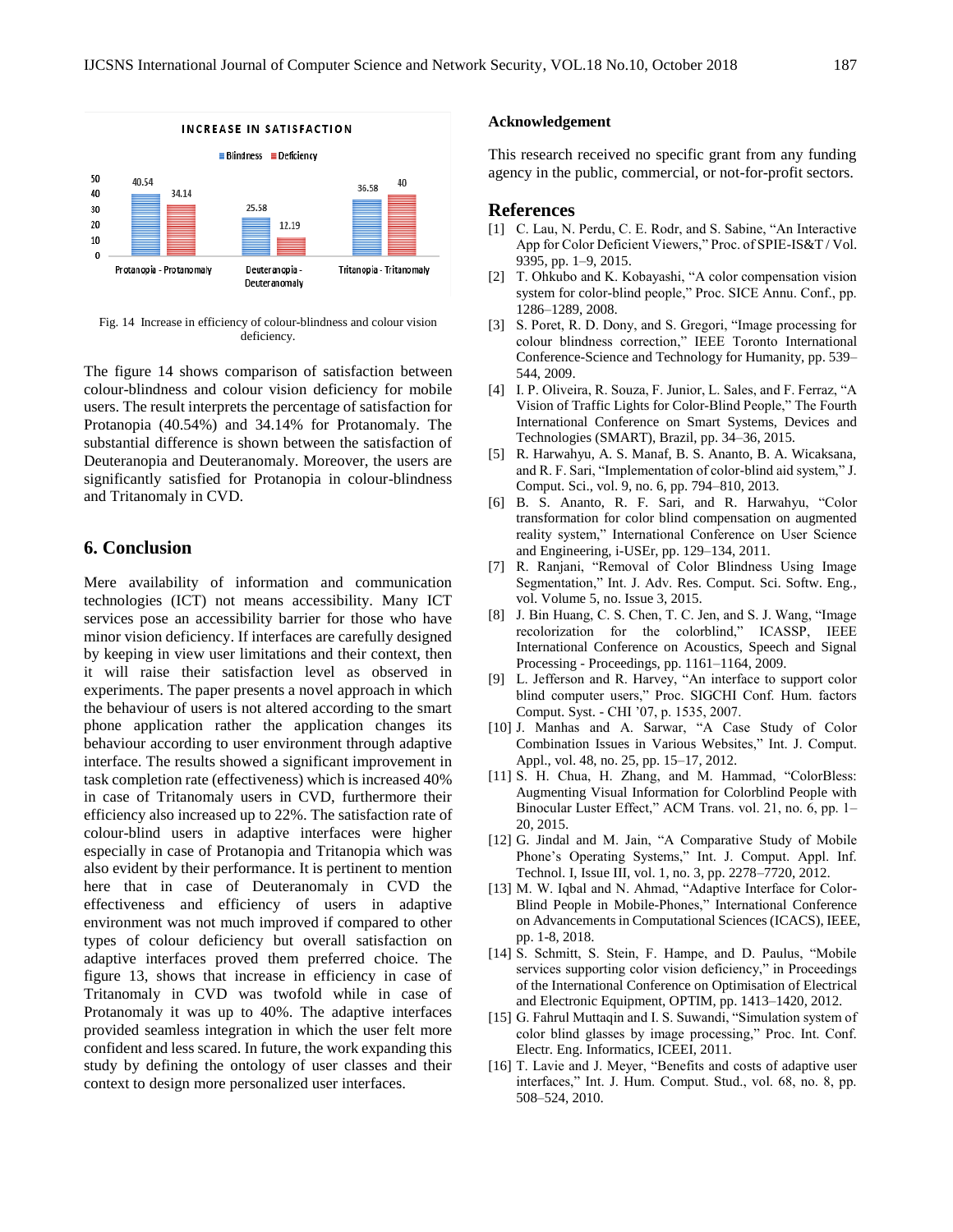Fig. 14 Increase in efficiency of colour-blindness and colour vision deficiency.

The figure 14 shows comparison of satisfaction between colour-blindness and colour vision deficiency for mobile users. The result interprets the percentage of satisfaction for Protanopia (40.54%) and 34.14% for Protanomaly. The substantial difference is shown between the satisfaction of Deuteranopia and Deuteranomaly. Moreover, the users are significantly satisfied for Protanopia in colour-blindness and Tritanomaly in CVD.

## 6. Conclusion

Mere availability of information and communication technologies (ICT) not means accessibility. Many ICT services pose an accessibility barrier for those who have minor vision deficiency. If interfaces are carefully designed by keeping in view user limitations and their context, then it will raise their satisfaction level as observed in experiments. The paper presents a novel approach in which the behaviour of users is not altered according to the smart phone application rather the application changes its behaviour according to user environment through adaptive interface. The results showed a significant improvement in task completion rate (effectiveness) which is increased 40% in case of Tritanomaly users in CVD, furthermore their efficiency also increased up to 22%. The satisfaction rate of colour-blind users in adaptive interfaces were higher especially in case of Protanopia and Tritanopia which was also evident by their performance. It is pertinent to mention here that in case of Deuteranomaly in CVD the effectiveness and efficiency of users in adaptive environment was not much improved if compared to other types of colour deficiency but overall satisfaction on adaptive interfaces proved them preferred choice. The figure 13, shows that increase in efficiency in case of Tritanomaly in CVD was twofold while in case of Protanomaly it was up to 40%. The adaptive interfaces provided seamless integration in which the user felt more confident and less scared. In future, the work expanding this study by defining the ontology of user classes and their context to design more personalized user interfaces.

### Acknowledgement

This research received no specific grant from any funding agency in the public, commercial, or not-for-profit sectors.

## References

[1] C. Lau, N. Perdu, C. E. Rodr, and S. Sabine, "An Interactive App for Color Deficient Viewers," Proc. of SPIE-IS&T / Vol. 9395, pp. 1–9, 2015.

[2] T. Ohkubo and K. Kobayashi, "A color compensation vision system for color-blind people," Proc. SICE Annu. Conf., pp. 1286–1289, 2008.

[3] S. Poret, R. D. Dony, and S. Gregori, "Image processing for colour blindness correction," IEEE Toronto International Conference-Science and Technology for Humanity, pp. 539–544, 2009.

[4] I. P. Oliveira, R. Souza, F. Junior, L. Sales, and F. Ferraz, "A Vision of Traffic Lights for Color-Blind People," The Fourth International Conference on Smart Systems, Devices and Technologies (SMART), Brazil, pp. 34–36, 2015.

[5] R. Harwahyu, A. S. Manaf, B. S. Ananto, B. A. Wicaksana, and R. F. Sari, "Implementation of color-blind aid system," J. Comput. Sci., vol. 9, no. 6, pp. 794–810, 2013.

[6] B. S. Ananto, R. F. Sari, and R. Harwahyu, "Color transformation for color blind compensation on augmented reality system," International Conference on User Science and Engineering, i-USEr, pp. 129–134, 2011.

[7] R. Ranjani, "Removal of Color Blindness Using Image Segmentation," Int. J. Adv. Res. Comput. Sci. Softw. Eng., vol. Volume 5, no. Issue 3, 2015.

[8] J. Bin Huang, C. S. Chen, T. C. Jen, and S. J. Wang, "Image recolorization for the colorblind," ICASSP, IEEE International Conference on Acoustics, Speech and Signal Processing - Proceedings, pp. 1161–1164, 2009.

[9] L. Jefferson and R. Harvey, "An interface to support color blind computer users," Proc. SIGCHI Conf. Hum. factors Comput. Syst. - CHI '07, p. 1535, 2007.

[10] J. Manhas and A. Sarwar, "A Case Study of Color Combination Issues in Various Websites," Int. J. Comput. Appl., vol. 48, no. 25, pp. 15–17, 2012.

[11] S. H. Chua, H. Zhang, and M. Hammad, "ColorBless: Augmenting Visual Information for Colorblind People with Binocular Luster Effect," ACM Trans. vol. 21, no. 6, pp. 1–20, 2015.

[12] G. Jindal and M. Jain, "A Comparative Study of Mobile Phone's Operating Systems," Int. J. Comput. Appl. Inf. Technol. I, Issue III, vol. 1, no. 3, pp. 2278–7720, 2012.

[13] M. W. Iqbal and N. Ahmad, "Adaptive Interface for Color-Blind People in Mobile-Phones," International Conference on Advancements in Computational Sciences (ICACS), IEEE, pp. 1-8, 2018.

[14] S. Schmitt, S. Stein, F. Hampe, and D. Paulus, "Mobile services supporting color vision deficiency," in Proceedings of the International Conference on Optimisation of Electrical and Electronic Equipment, OPTIM, pp. 1413–1420, 2012.

[15] G. Fahrul Muttaqin and I. S. Suwandi, "Simulation system of color blind glasses by image processing," Proc. Int. Conf. Electr. Eng. Informatics, ICEEI, 2011.

[16] T. Lavie and J. Meyer, "Benefits and costs of adaptive user interfaces," Int. J. Hum. Comput. Stud., vol. 68, no. 8, pp. 508–524, 2010.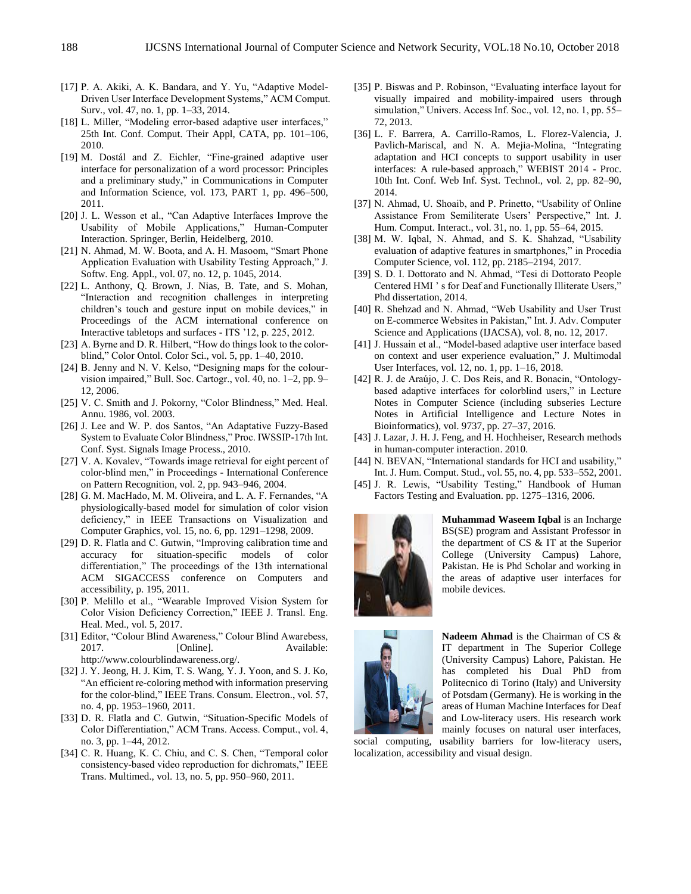[17] P. A. Akiki, A. K. Bandara, and Y. Yu, "Adaptive Model-Driven User Interface Development Systems," ACM Comput. Surv., vol. 47, no. 1, pp. 1–33, 2014.

[18] L. Miller, "Modeling error-based adaptive user interfaces," 25th Int. Conf. Comput. Their Appl, CATA, pp. 101–106, 2010.

[19] M. Dostál and Z. Eichler, "Fine-grained adaptive user interface for personalization of a word processor: Principles and a preliminary study," in Communications in Computer and Information Science, vol. 173, PART 1, pp. 496–500, 2011.

[20] J. L. Wesson et al., "Can Adaptive Interfaces Improve the Usability of Mobile Applications," Human-Computer Interaction. Springer, Berlin, Heidelberg, 2010.

[21] N. Ahmad, M. W. Boota, and A. H. Masoom, "Smart Phone Application Evaluation with Usability Testing Approach," J. Softw. Eng. Appl., vol. 07, no. 12, p. 1045, 2014.

[22] L. Anthony, Q. Brown, J. Nias, B. Tate, and S. Mohan, "Interaction and recognition challenges in interpreting children's touch and gesture input on mobile devices," in Proceedings of the ACM international conference on Interactive tabletops and surfaces - ITS '12, p. 225, 2012.

[23] A. Byrne and D. R. Hilbert, "How do things look to the color-blind," Color Ontol. Color Sci., vol. 5, pp. 1–40, 2010.

[24] B. Jenny and N. V. Kelso, "Designing maps for the colour-vision impaired," Bull. Soc. Cartogr., vol. 40, no. 1–2, pp. 9–12, 2006.

[25] V. C. Smith and J. Pokorny, "Color Blindness," Med. Heal. Annu. 1986, vol. 2003.

[26] J. Lee and W. P. dos Santos, "An Adaptative Fuzzy-Based System to Evaluate Color Blindness," Proc. IWSSIP-17th Int. Conf. Syst. Signals Image Process., 2010.

[27] V. A. Kovalev, "Towards image retrieval for eight percent of color-blind men," in Proceedings - International Conference on Pattern Recognition, vol. 2, pp. 943–946, 2004.

[28] G. M. MacHado, M. M. Oliveira, and L. A. F. Fernandes, "A physiologically-based model for simulation of color vision deficiency," in IEEE Transactions on Visualization and Computer Graphics, vol. 15, no. 6, pp. 1291–1298, 2009.

[29] D. R. Flatla and C. Gutwin, "Improving calibration time and accuracy for situation-specific models of color differentiation," The proceedings of the 13th international ACM SIGACCESS conference on Computers and accessibility, p. 195, 2011.

[30] P. Melillo et al., "Wearable Improved Vision System for Color Vision Deficiency Correction," IEEE J. Transl. Eng. Heal. Med., vol. 5, 2017.

[31] Editor, "Colour Blind Awareness," Colour Blind Awarebess, 2017. [Online]. Available: http://www.colourblindawareness.org/.

[32] J. Y. Jeong, H. J. Kim, T. S. Wang, Y. J. Yoon, and S. J. Ko, "An efficient re-coloring method with information preserving for the color-blind," IEEE Trans. Consum. Electron., vol. 57, no. 4, pp. 1953–1960, 2011.

[33] D. R. Flatla and C. Gutwin, "Situation-Specific Models of Color Differentiation," ACM Trans. Access. Comput., vol. 4, no. 3, pp. 1–44, 2012.

[34] C. R. Huang, K. C. Chiu, and C. S. Chen, "Temporal color consistency-based video reproduction for dichromats," IEEE Trans. Multimed., vol. 13, no. 5, pp. 950–960, 2011.

[35] P. Biswas and P. Robinson, "Evaluating interface layout for visually impaired and mobility-impaired users through simulation," Univers. Access Inf. Soc., vol. 12, no. 1, pp. 55–72, 2013.

[36] L. F. Barrera, A. Carrillo-Ramos, L. Florez-Valencia, J. Pavlich-Mariscal, and N. A. Mejia-Molina, "Integrating adaptation and HCI concepts to support usability in user interfaces: A rule-based approach," WEBIST 2014 - Proc. 10th Int. Conf. Web Inf. Syst. Technol., vol. 2, pp. 82–90, 2014.

[37] N. Ahmad, U. Shoaib, and P. Prinetto, "Usability of Online Assistance From Semiliterate Users' Perspective," Int. J. Hum. Comput. Interact., vol. 31, no. 1, pp. 55–64, 2015.

[38] M. W. Iqbal, N. Ahmad, and S. K. Shahzad, "Usability evaluation of adaptive features in smartphones," in Procedia Computer Science, vol. 112, pp. 2185–2194, 2017.

[39] S. D. I. Dottorato and N. Ahmad, "Tesi di Dottorato People Centered HMI ' s for Deaf and Functionally Illiterate Users," Phd dissertation, 2014.

[40] R. Shehzad and N. Ahmad, "Web Usability and User Trust on E-commerce Websites in Pakistan," Int. J. Adv. Computer Science and Applications (IJACSA), vol. 8, no. 12, 2017.

[41] J. Hussain et al., "Model-based adaptive user interface based on context and user experience evaluation," J. Multimodal User Interfaces, vol. 12, no. 1, pp. 1–16, 2018.

[42] R. J. de Araújo, J. C. Dos Reis, and R. Bonacin, "Ontology-based adaptive interfaces for colorblind users," in Lecture Notes in Computer Science (including subseries Lecture Notes in Artificial Intelligence and Lecture Notes in Bioinformatics), vol. 9737, pp. 27–37, 2016.

[43] J. Lazar, J. H. J. Feng, and H. Hochheiser, Research methods in human-computer interaction. 2010.

[44] N. BEVAN, "International standards for HCI and usability," Int. J. Hum. Comput. Stud., vol. 55, no. 4, pp. 533–552, 2001.

[45] J. R. Lewis, "Usability Testing," Handbook of Human Factors Testing and Evaluation. pp. 1275–1316, 2006.

**Muhammad Waseem Iqbal** is an Incharge BS(SE) program and Assistant Professor in the department of CS & IT at the Superior College (University Campus) Lahore, Pakistan. He is Phd Scholar and working in the areas of adaptive user interfaces for mobile devices.

**Nadeem Ahmad** is the Chairman of CS & IT department in The Superior College (University Campus) Lahore, Pakistan. He has completed his Dual PhD from Politecnico di Torino (Italy) and University of Potsdam (Germany). He is working in the areas of Human Machine Interfaces for Deaf and Low-literacy users. His research work mainly focuses on natural user interfaces, social computing, usability barriers for low-literacy users, localization, accessibility and visual design.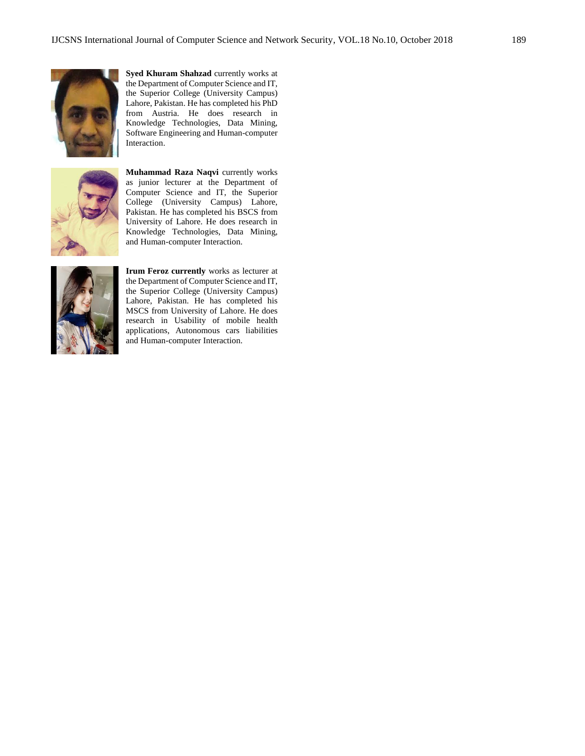**Syed Khuram Shahzad** currently works at the Department of Computer Science and IT, the Superior College (University Campus) Lahore, Pakistan. He has completed his PhD from Austria. He does research in Knowledge Technologies, Data Mining, Software Engineering and Human-computer Interaction.

**Muhammad Raza Naqvi** currently works as junior lecturer at the Department of Computer Science and IT, the Superior College (University Campus) Lahore, Pakistan. He has completed his BSCS from University of Lahore. He does research in Knowledge Technologies, Data Mining, and Human-computer Interaction.

**Irum Feroz currently** works as lecturer at the Department of Computer Science and IT, the Superior College (University Campus) Lahore, Pakistan. He has completed his MSCS from University of Lahore. He does research in Usability of mobile health applications, Autonomous cars liabilities and Human-computer Interaction.